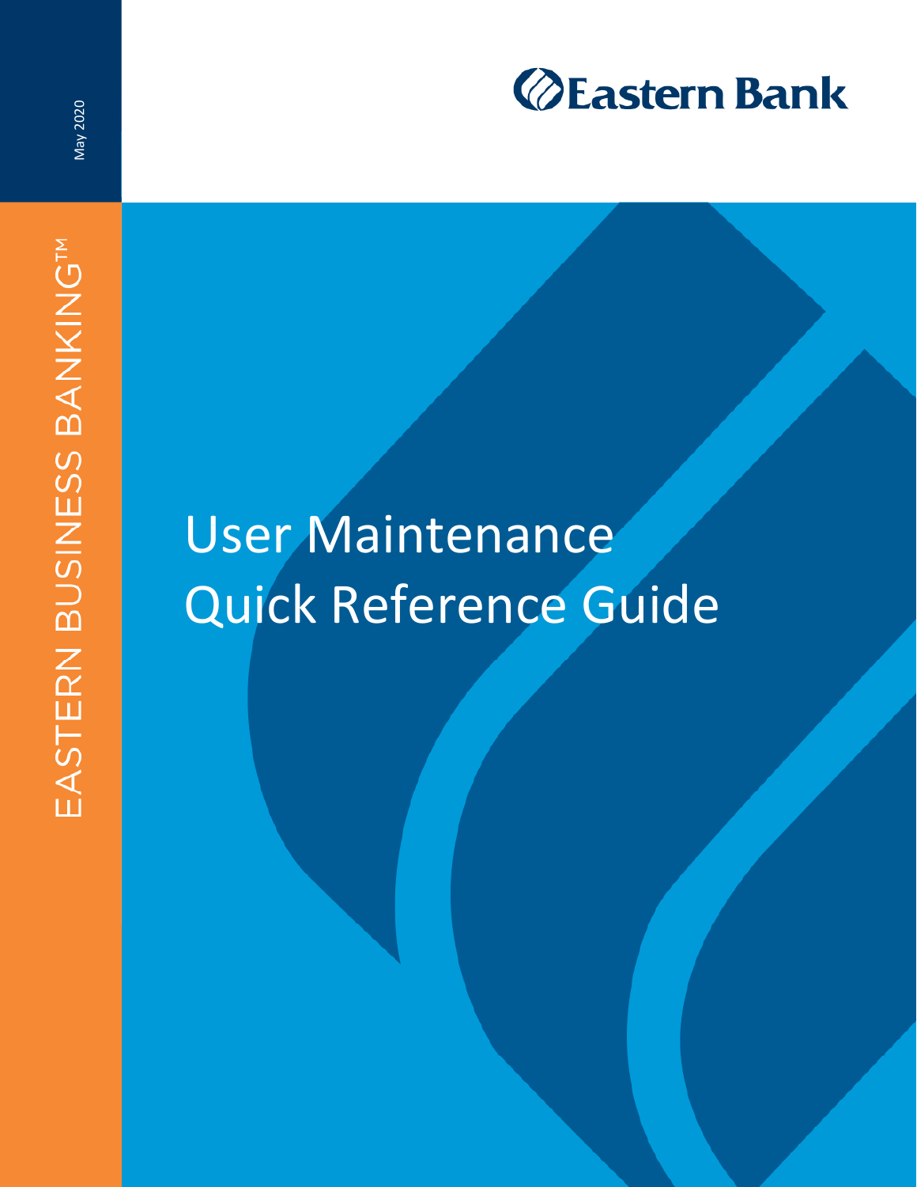# Eastern Bank

May 2020

EASTERN BUSINESS BANKING™

# User Maintenance Quick Reference Guide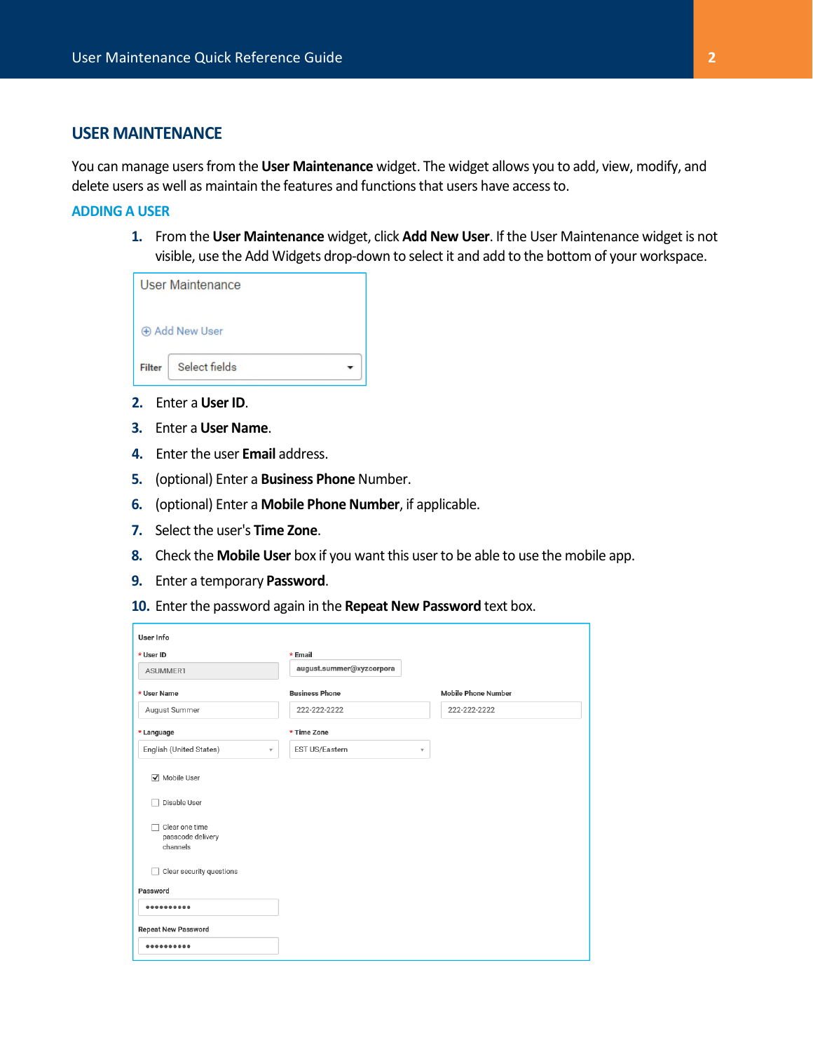# USER MAINTENANCE

You can manage users from the **User Maintenance** widget. The widget allows you to add, view, modify, and delete users as well as maintain the features and functions that users have access to.

## ADDING A USER

1. From the **User Maintenance** widget, click **Add New User**. If the User Maintenance widget is not visible, use the Add Widgets drop-down to select it and add to the bottom of your workspace.
2. Enter a **User ID**.
3. Enter a **User Name**.
4. Enter the user **Email** address.
5. (optional) Enter a **Business Phone** Number.
6. (optional) Enter a **Mobile Phone Number**, if applicable.
7. Select the user's **Time Zone**.
8. Check the **Mobile User** box if you want this user to be able to use the mobile app.
9. Enter a temporary **Password**.
10. Enter the password again in the **Repeat New Password** text box.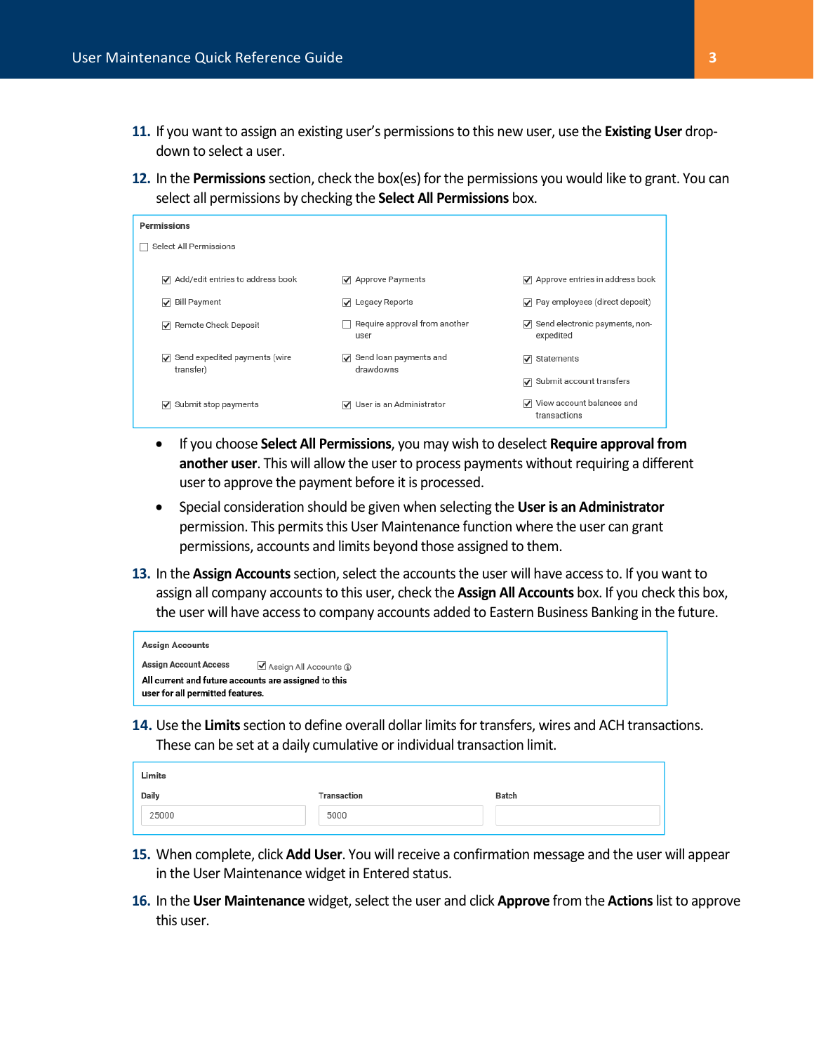11. If you want to assign an existing user's permissions to this new user, use the **Existing User** drop-down to select a user.

12. In the **Permissions** section, check the box(es) for the permissions you would like to grant. You can select all permissions by checking the **Select All Permissions** box.

**Permissions**

☐ Select All Permissions

| | | |
|---|---|---|
| ☑ Add/edit entries to address book | ☑ Approve Payments | ☑ Approve entries in address book |
| ☑ Bill Payment | ☑ Legacy Reports | ☑ Pay employees (direct deposit) |
| ☑ Remote Check Deposit | ☐ Require approval from another user | ☑ Send electronic payments, non-expedited |
| ☑ Send expedited payments (wire transfer) | ☑ Send loan payments and drawdowns | ☑ Statements |
| | | ☑ Submit account transfers |
| ☑ Submit stop payments | ☑ User is an Administrator | ☑ View account balances and transactions |

- If you choose **Select All Permissions**, you may wish to deselect **Require approval from another user**. This will allow the user to process payments without requiring a different user to approve the payment before it is processed.
- Special consideration should be given when selecting the **User is an Administrator** permission. This permits this User Maintenance function where the user can grant permissions, accounts and limits beyond those assigned to them.

13. In the **Assign Accounts** section, select the accounts the user will have access to. If you want to assign all company accounts to this user, check the **Assign All Accounts** box. If you check this box, the user will have access to company accounts added to Eastern Business Banking in the future.

**Assign Accounts**

**Assign Account Access** ☑ Assign All Accounts

**All current and future accounts are assigned to this user for all permitted features.**

14. Use the **Limits** section to define overall dollar limits for transfers, wires and ACH transactions. These can be set at a daily cumulative or individual transaction limit.

**Limits**

| Daily | Transaction | Batch |
|---|---|---|
| 25000 | 5000 | |

15. When complete, click **Add User**. You will receive a confirmation message and the user will appear in the User Maintenance widget in Entered status.

16. In the **User Maintenance** widget, select the user and click **Approve** from the **Actions** list to approve this user.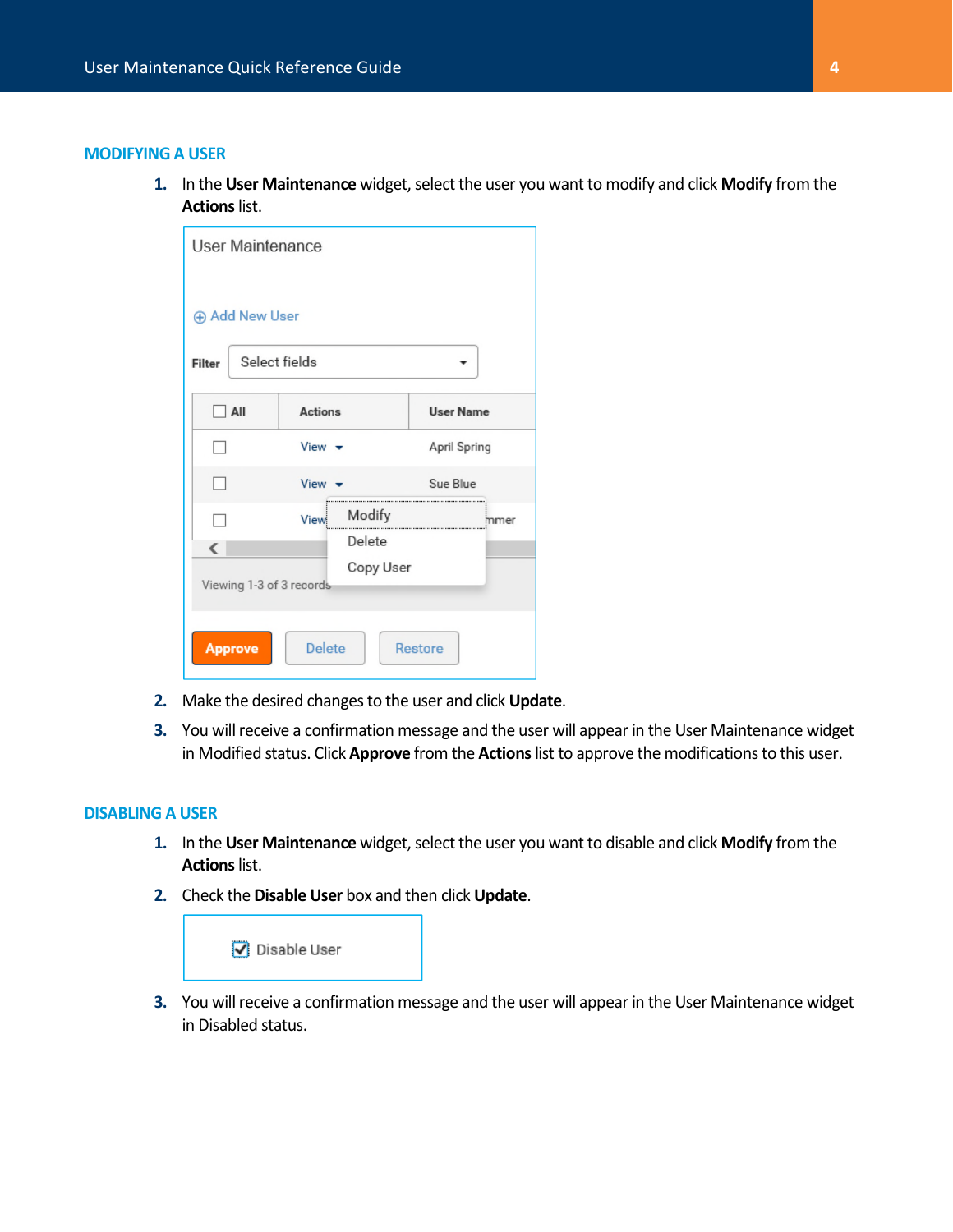## MODIFYING A USER

1. In the **User Maintenance** widget, select the user you want to modify and click **Modify** from the **Actions** list.
2. Make the desired changes to the user and click **Update**.
3. You will receive a confirmation message and the user will appear in the User Maintenance widget in Modified status. Click **Approve** from the **Actions** list to approve the modifications to this user.

## DISABLING A USER

1. In the **User Maintenance** widget, select the user you want to disable and click **Modify** from the **Actions** list.
2. Check the **Disable User** box and then click **Update**.
3. You will receive a confirmation message and the user will appear in the User Maintenance widget in Disabled status.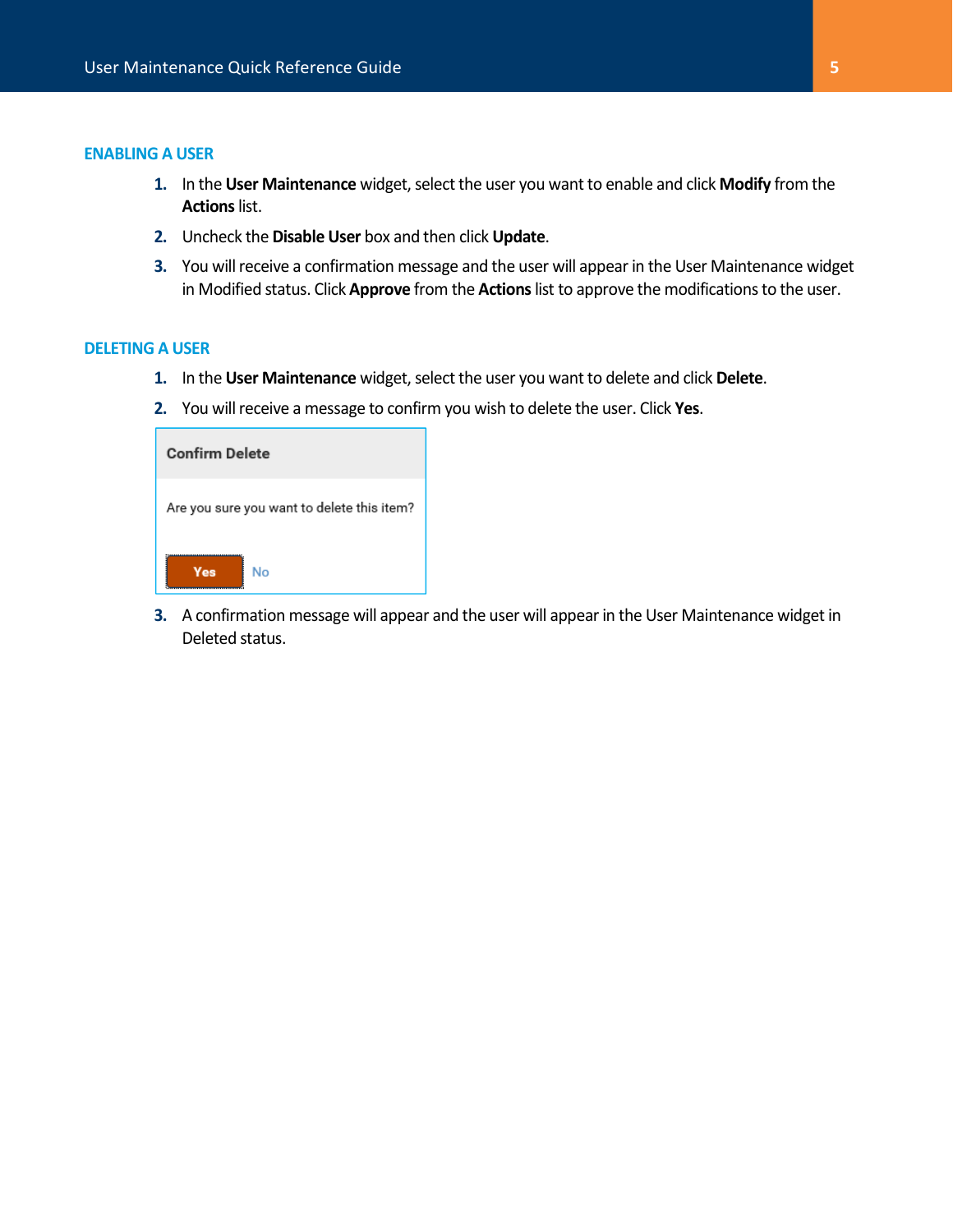## ENABLING A USER

1. In the **User Maintenance** widget, select the user you want to enable and click **Modify** from the **Actions** list.
2. Uncheck the **Disable User** box and then click **Update**.
3. You will receive a confirmation message and the user will appear in the User Maintenance widget in Modified status. Click **Approve** from the **Actions** list to approve the modifications to the user.

## DELETING A USER

1. In the **User Maintenance** widget, select the user you want to delete and click **Delete**.
2. You will receive a message to confirm you wish to delete the user. Click **Yes**.
3. A confirmation message will appear and the user will appear in the User Maintenance widget in Deleted status.